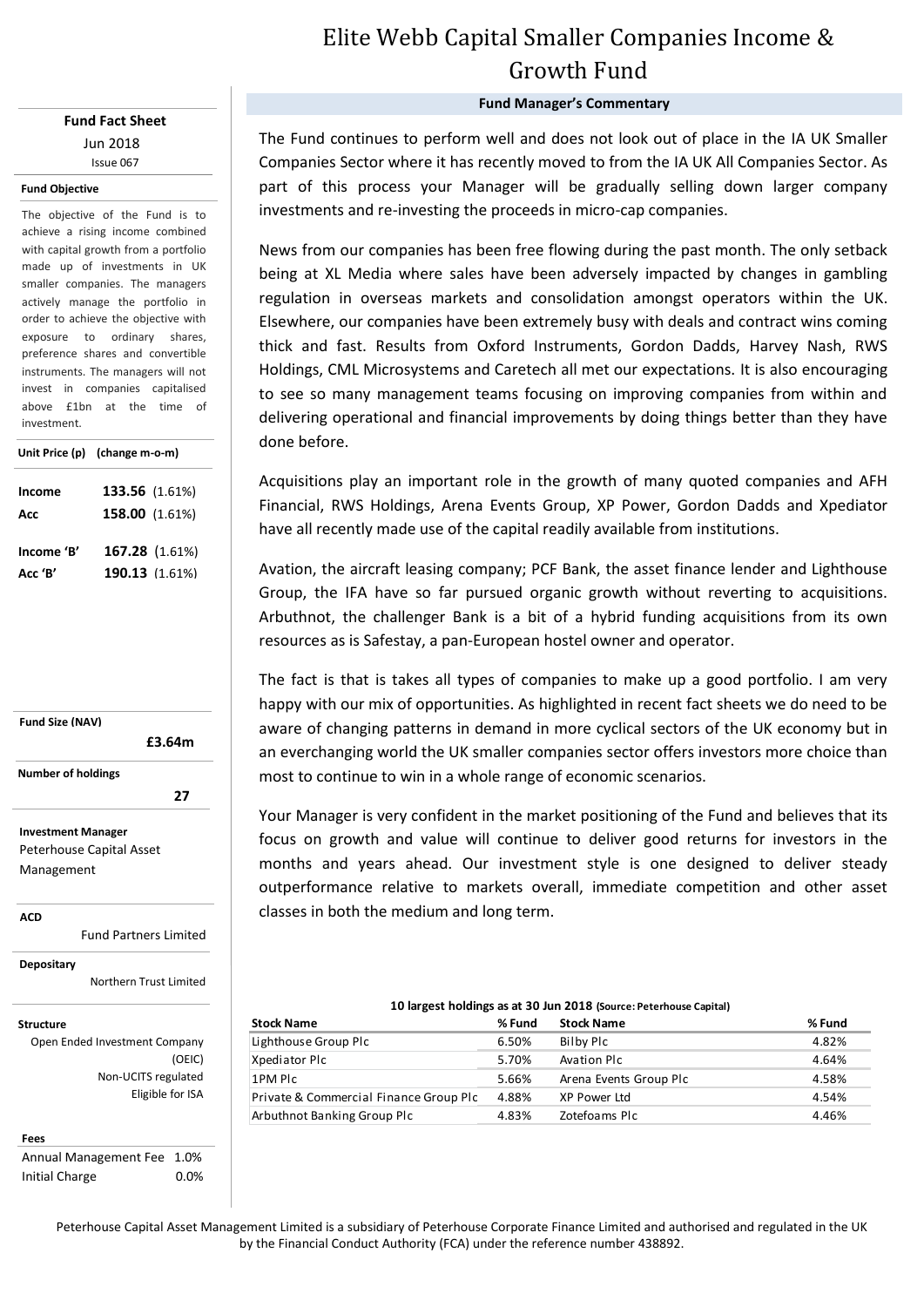# Elite Webb Capital Smaller Companies Income & Growth Fund

**Fund Fact Sheet**

Jun 2018

Issue 067

**Fund Objective**

The objective of the Fund is to achieve a rising income combined with capital growth from a portfolio made up of investments in UK smaller companies. The managers actively manage the portfolio in order to achieve the objective with exposure to ordinary shares, preference shares and convertible instruments. The managers will not invest in companies capitalised above £1bn at the time of investment.

**Unit Price (p) (change m-o-m)**

| | |
|---|---|
| **Income** | **133.56** (1.61%) |
| **Acc** | **158.00** (1.61%) |
| **Income 'B'** | **167.28** (1.61%) |
| **Acc 'B'** | **190.13** (1.61%) |

**Fund Size (NAV)**

**£3.64m**

**Number of holdings**

**27**

**Investment Manager**

Peterhouse Capital Asset Management

**ACD**

Fund Partners Limited

**Depositary**

Northern Trust Limited

**Structure**

Open Ended Investment Company (OEIC)

Non-UCITS regulated

Eligible for ISA

**Fees**

| | |
|---|---|
| Annual Management Fee | 1.0% |
| Initial Charge | 0.0% |

## Fund Manager's Commentary

The Fund continues to perform well and does not look out of place in the IA UK Smaller Companies Sector where it has recently moved to from the IA UK All Companies Sector. As part of this process your Manager will be gradually selling down larger company investments and re-investing the proceeds in micro-cap companies.

News from our companies has been free flowing during the past month. The only setback being at XL Media where sales have been adversely impacted by changes in gambling regulation in overseas markets and consolidation amongst operators within the UK. Elsewhere, our companies have been extremely busy with deals and contract wins coming thick and fast. Results from Oxford Instruments, Gordon Dadds, Harvey Nash, RWS Holdings, CML Microsystems and Caretech all met our expectations. It is also encouraging to see so many management teams focusing on improving companies from within and delivering operational and financial improvements by doing things better than they have done before.

Acquisitions play an important role in the growth of many quoted companies and AFH Financial, RWS Holdings, Arena Events Group, XP Power, Gordon Dadds and Xpediator have all recently made use of the capital readily available from institutions.

Avation, the aircraft leasing company; PCF Bank, the asset finance lender and Lighthouse Group, the IFA have so far pursued organic growth without reverting to acquisitions. Arbuthnot, the challenger Bank is a bit of a hybrid funding acquisitions from its own resources as is Safestay, a pan-European hostel owner and operator.

The fact is that is takes all types of companies to make up a good portfolio. I am very happy with our mix of opportunities. As highlighted in recent fact sheets we do need to be aware of changing patterns in demand in more cyclical sectors of the UK economy but in an everchanging world the UK smaller companies sector offers investors more choice than most to continue to win in a whole range of economic scenarios.

Your Manager is very confident in the market positioning of the Fund and believes that its focus on growth and value will continue to deliver good returns for investors in the months and years ahead. Our investment style is one designed to deliver steady outperformance relative to markets overall, immediate competition and other asset classes in both the medium and long term.

**10 largest holdings as at 30 Jun 2018** (Source: Peterhouse Capital)

| Stock Name | % Fund | Stock Name | % Fund |
|---|---|---|---|
| Lighthouse Group Plc | 6.50% | Bilby Plc | 4.82% |
| Xpediator Plc | 5.70% | Avation Plc | 4.64% |
| 1PM Plc | 5.66% | Arena Events Group Plc | 4.58% |
| Private & Commercial Finance Group Plc | 4.88% | XP Power Ltd | 4.54% |
| Arbuthnot Banking Group Plc | 4.83% | Zotefoams Plc | 4.46% |

Peterhouse Capital Asset Management Limited is a subsidiary of Peterhouse Corporate Finance Limited and authorised and regulated in the UK by the Financial Conduct Authority (FCA) under the reference number 438892.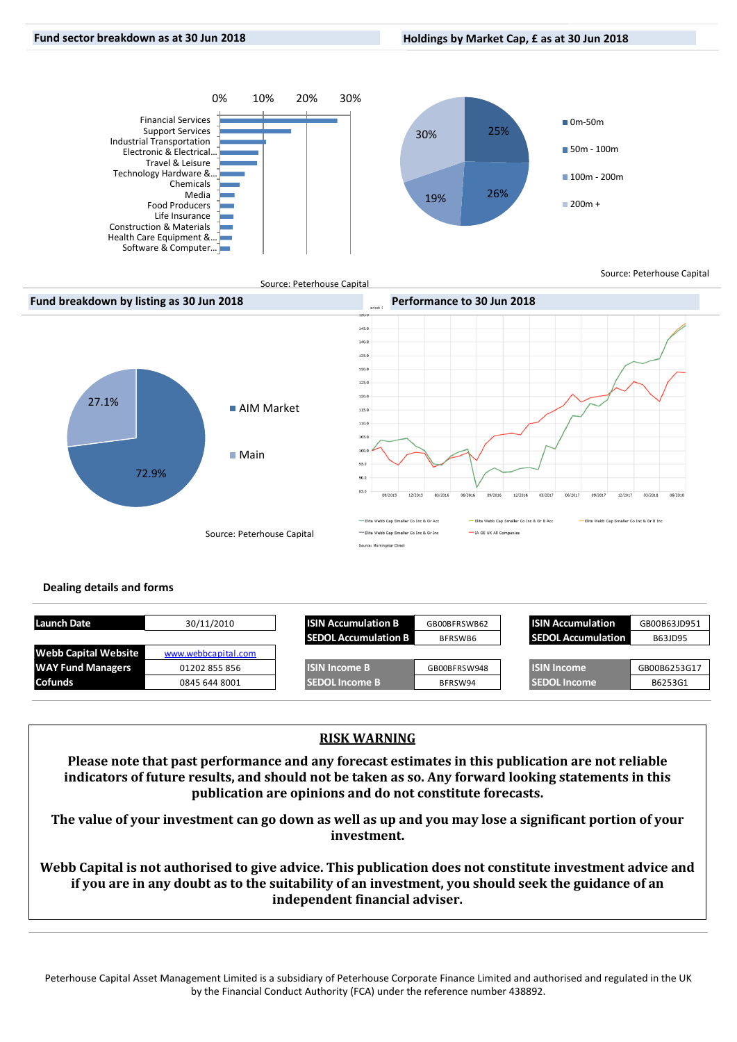## Fund sector breakdown as at 30 Jun 2018

0%
10%
20%
30%

Financial Services
Support Services
Industrial Transportation
Electronic & Electrical...
Travel & Leisure
Technology Hardware &...
Chemicals
Media
Food Producers
Life Insurance
Construction & Materials
Health Care Equipment &...
Software & Computer...

Source: Peterhouse Capital

## Holdings by Market Cap, £ as at 30 Jun 2018

25%
26%
19%
30%

0m-50m
50m - 100m
100m - 200m
200m +

Source: Peterhouse Capital

## Fund breakdown by listing as 30 Jun 2018

27.1%
72.9%

AIM Market
Main

Source: Peterhouse Capital

## Performance to 30 Jun 2018

Elite Webb Cap Smaller Co Inc & Gr Acc
Elite Webb Cap Smaller Co Inc & Gr B Acc
Elite Webb Cap Smaller Co Inc & Gr B Inc
Elite Webb Cap Smaller Co Inc & Gr Inc
IA OE UK All Companies

Source: Morningstar Direct

## Dealing details and forms

| | |
|---|---|
| **Launch Date** | 30/11/2010 |
| **Webb Capital Website** | www.webbcapital.com |
| **WAY Fund Managers** | 01202 855 856 |
| **Cofunds** | 0845 644 8001 |

| | |
|---|---|
| **ISIN Accumulation B** | GB00BFRSWB62 |
| **SEDOL Accumulation B** | BFRSWB6 |
| **ISIN Income B** | GB00BFRSW948 |
| **SEDOL Income B** | BFRSW94 |

| | |
|---|---|
| **ISIN Accumulation** | GB00B63JD951 |
| **SEDOL Accumulation** | B63JD95 |
| **ISIN Income** | GB00B6253G17 |
| **SEDOL Income** | B6253G1 |

## RISK WARNING

**Please note that past performance and any forecast estimates in this publication are not reliable indicators of future results, and should not be taken as so. Any forward looking statements in this publication are opinions and do not constitute forecasts.**

**The value of your investment can go down as well as up and you may lose a significant portion of your investment.**

**Webb Capital is not authorised to give advice. This publication does not constitute investment advice and if you are in any doubt as to the suitability of an investment, you should seek the guidance of an independent financial adviser.**

Peterhouse Capital Asset Management Limited is a subsidiary of Peterhouse Corporate Finance Limited and authorised and regulated in the UK by the Financial Conduct Authority (FCA) under the reference number 438892.